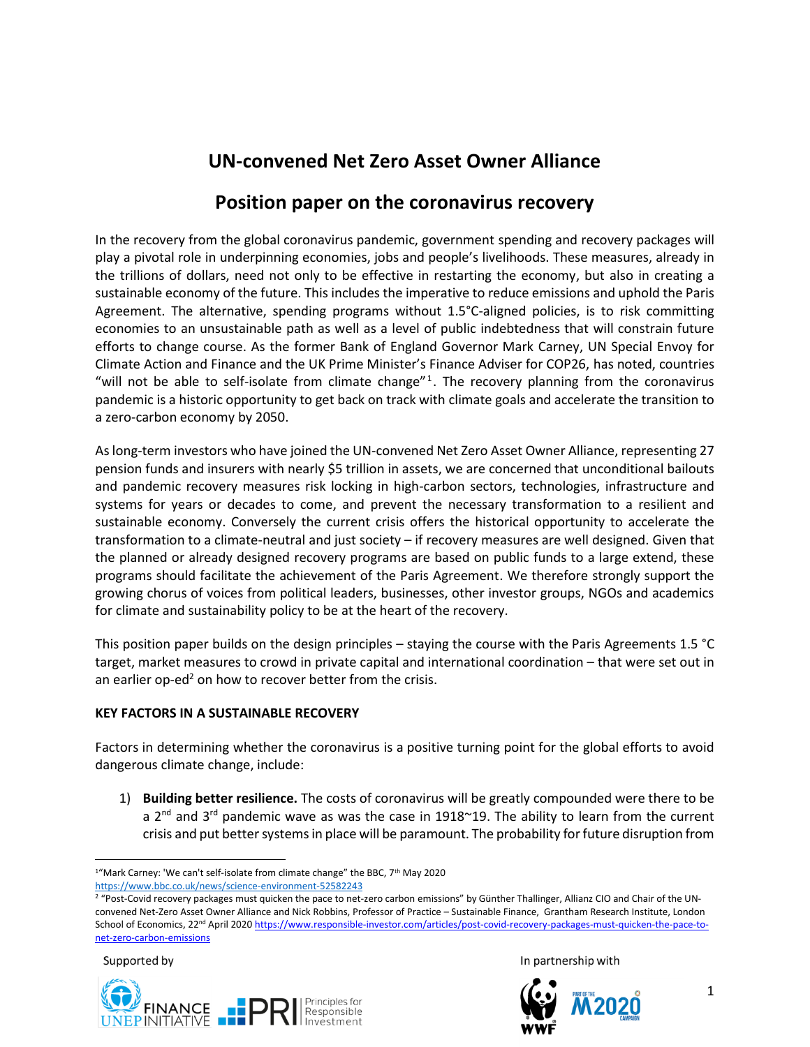# UN-convened Net Zero Asset Owner Alliance

## Position paper on the coronavirus recovery

In the recovery from the global coronavirus pandemic, government spending and recovery packages will play a pivotal role in underpinning economies, jobs and people's livelihoods. These measures, already in the trillions of dollars, need not only to be effective in restarting the economy, but also in creating a sustainable economy of the future. This includes the imperative to reduce emissions and uphold the Paris Agreement. The alternative, spending programs without 1.5°C-aligned policies, is to risk committing economies to an unsustainable path as well as a level of public indebtedness that will constrain future efforts to change course. As the former Bank of England Governor Mark Carney, UN Special Envoy for Climate Action and Finance and the UK Prime Minister's Finance Adviser for COP26, has noted, countries "will not be able to self-isolate from climate change"[1]. The recovery planning from the coronavirus pandemic is a historic opportunity to get back on track with climate goals and accelerate the transition to a zero-carbon economy by 2050.

As long-term investors who have joined the UN-convened Net Zero Asset Owner Alliance, representing 27 pension funds and insurers with nearly $5 trillion in assets, we are concerned that unconditional bailouts and pandemic recovery measures risk locking in high-carbon sectors, technologies, infrastructure and systems for years or decades to come, and prevent the necessary transformation to a resilient and sustainable economy. Conversely the current crisis offers the historical opportunity to accelerate the transformation to a climate-neutral and just society – if recovery measures are well designed. Given that the planned or already designed recovery programs are based on public funds to a large extend, these programs should facilitate the achievement of the Paris Agreement. We therefore strongly support the growing chorus of voices from political leaders, businesses, other investor groups, NGOs and academics for climate and sustainability policy to be at the heart of the recovery.

This position paper builds on the design principles – staying the course with the Paris Agreements 1.5 °C target, market measures to crowd in private capital and international coordination – that were set out in an earlier op-ed[2] on how to recover better from the crisis.

**KEY FACTORS IN A SUSTAINABLE RECOVERY**

Factors in determining whether the coronavirus is a positive turning point for the global efforts to avoid dangerous climate change, include:

1) **Building better resilience.** The costs of coronavirus will be greatly compounded were there to be a 2nd and 3rd pandemic wave as was the case in 1918~19. The ability to learn from the current crisis and put better systems in place will be paramount. The probability for future disruption from

---

[1] "Mark Carney: 'We can't self-isolate from climate change" the BBC, 7th May 2020 https://www.bbc.co.uk/news/science-environment-52582243

[2] "Post-Covid recovery packages must quicken the pace to net-zero carbon emissions" by Günther Thallinger, Allianz CIO and Chair of the UN-convened Net-Zero Asset Owner Alliance and Nick Robbins, Professor of Practice – Sustainable Finance, Grantham Research Institute, London School of Economics, 22nd April 2020 https://www.responsible-investor.com/articles/post-covid-recovery-packages-must-quicken-the-pace-to-net-zero-carbon-emissions

Supported by UNEP FINANCE INITIATIVE, PRI Principles for Responsible Investment

In partnership with WWF, M2020 Campaign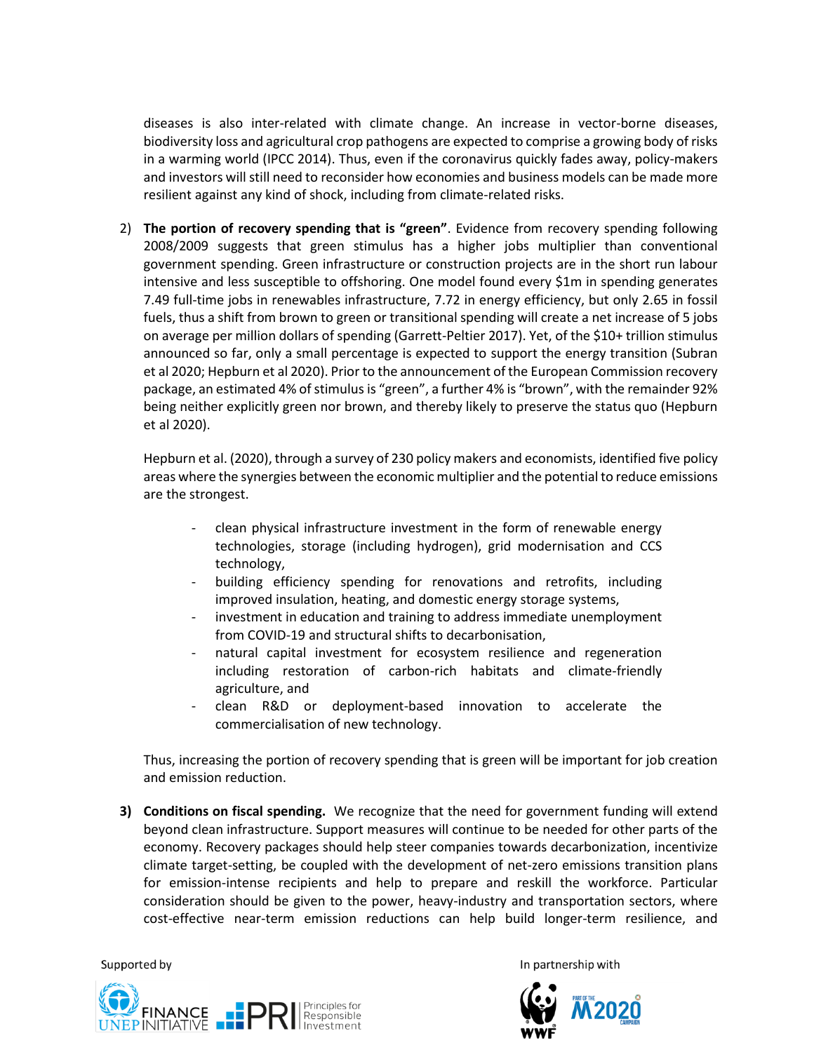diseases is also inter-related with climate change. An increase in vector-borne diseases, biodiversity loss and agricultural crop pathogens are expected to comprise a growing body of risks in a warming world (IPCC 2014). Thus, even if the coronavirus quickly fades away, policy-makers and investors will still need to reconsider how economies and business models can be made more resilient against any kind of shock, including from climate-related risks.

2) **The portion of recovery spending that is "green"**. Evidence from recovery spending following 2008/2009 suggests that green stimulus has a higher jobs multiplier than conventional government spending. Green infrastructure or construction projects are in the short run labour intensive and less susceptible to offshoring. One model found every $1m in spending generates 7.49 full-time jobs in renewables infrastructure, 7.72 in energy efficiency, but only 2.65 in fossil fuels, thus a shift from brown to green or transitional spending will create a net increase of 5 jobs on average per million dollars of spending (Garrett-Peltier 2017). Yet, of the $10+ trillion stimulus announced so far, only a small percentage is expected to support the energy transition (Subran et al 2020; Hepburn et al 2020). Prior to the announcement of the European Commission recovery package, an estimated 4% of stimulus is "green", a further 4% is "brown", with the remainder 92% being neither explicitly green nor brown, and thereby likely to preserve the status quo (Hepburn et al 2020).

   Hepburn et al. (2020), through a survey of 230 policy makers and economists, identified five policy areas where the synergies between the economic multiplier and the potential to reduce emissions are the strongest.

   - clean physical infrastructure investment in the form of renewable energy technologies, storage (including hydrogen), grid modernisation and CCS technology,
   - building efficiency spending for renovations and retrofits, including improved insulation, heating, and domestic energy storage systems,
   - investment in education and training to address immediate unemployment from COVID-19 and structural shifts to decarbonisation,
   - natural capital investment for ecosystem resilience and regeneration including restoration of carbon-rich habitats and climate-friendly agriculture, and
   - clean R&D or deployment-based innovation to accelerate the commercialisation of new technology.

   Thus, increasing the portion of recovery spending that is green will be important for job creation and emission reduction.

3) **Conditions on fiscal spending.** We recognize that the need for government funding will extend beyond clean infrastructure. Support measures will continue to be needed for other parts of the economy. Recovery packages should help steer companies towards decarbonization, incentivize climate target-setting, be coupled with the development of net-zero emissions transition plans for emission-intense recipients and help to prepare and reskill the workforce. Particular consideration should be given to the power, heavy-industry and transportation sectors, where cost-effective near-term emission reductions can help build longer-term resilience, and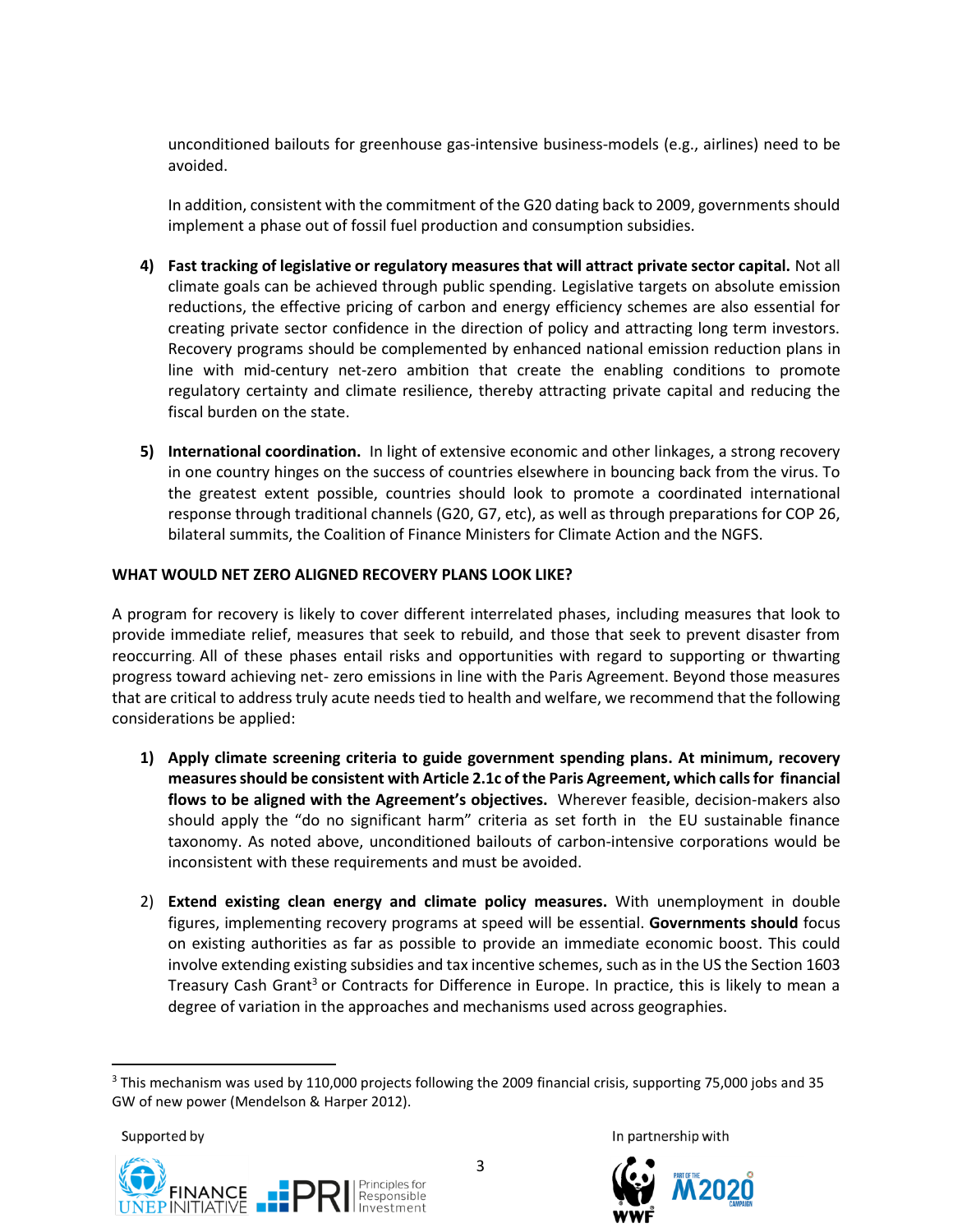unconditioned bailouts for greenhouse gas-intensive business-models (e.g., airlines) need to be avoided.

In addition, consistent with the commitment of the G20 dating back to 2009, governments should implement a phase out of fossil fuel production and consumption subsidies.

4) **Fast tracking of legislative or regulatory measures that will attract private sector capital.** Not all climate goals can be achieved through public spending. Legislative targets on absolute emission reductions, the effective pricing of carbon and energy efficiency schemes are also essential for creating private sector confidence in the direction of policy and attracting long term investors. Recovery programs should be complemented by enhanced national emission reduction plans in line with mid-century net-zero ambition that create the enabling conditions to promote regulatory certainty and climate resilience, thereby attracting private capital and reducing the fiscal burden on the state.

5) **International coordination.** In light of extensive economic and other linkages, a strong recovery in one country hinges on the success of countries elsewhere in bouncing back from the virus. To the greatest extent possible, countries should look to promote a coordinated international response through traditional channels (G20, G7, etc), as well as through preparations for COP 26, bilateral summits, the Coalition of Finance Ministers for Climate Action and the NGFS.

**WHAT WOULD NET ZERO ALIGNED RECOVERY PLANS LOOK LIKE?**

A program for recovery is likely to cover different interrelated phases, including measures that look to provide immediate relief, measures that seek to rebuild, and those that seek to prevent disaster from reoccurring. All of these phases entail risks and opportunities with regard to supporting or thwarting progress toward achieving net- zero emissions in line with the Paris Agreement. Beyond those measures that are critical to address truly acute needs tied to health and welfare, we recommend that the following considerations be applied:

1) **Apply climate screening criteria to guide government spending plans. At minimum, recovery measures should be consistent with Article 2.1c of the Paris Agreement, which calls for financial flows to be aligned with the Agreement's objectives.** Wherever feasible, decision-makers also should apply the "do no significant harm" criteria as set forth in the EU sustainable finance taxonomy. As noted above, unconditioned bailouts of carbon-intensive corporations would be inconsistent with these requirements and must be avoided.

2) **Extend existing clean energy and climate policy measures.** With unemployment in double figures, implementing recovery programs at speed will be essential. **Governments should** focus on existing authorities as far as possible to provide an immediate economic boost. This could involve extending existing subsidies and tax incentive schemes, such as in the US the Section 1603 Treasury Cash Grant[3] or Contracts for Difference in Europe. In practice, this is likely to mean a degree of variation in the approaches and mechanisms used across geographies.

[3] This mechanism was used by 110,000 projects following the 2009 financial crisis, supporting 75,000 jobs and 35 GW of new power (Mendelson & Harper 2012).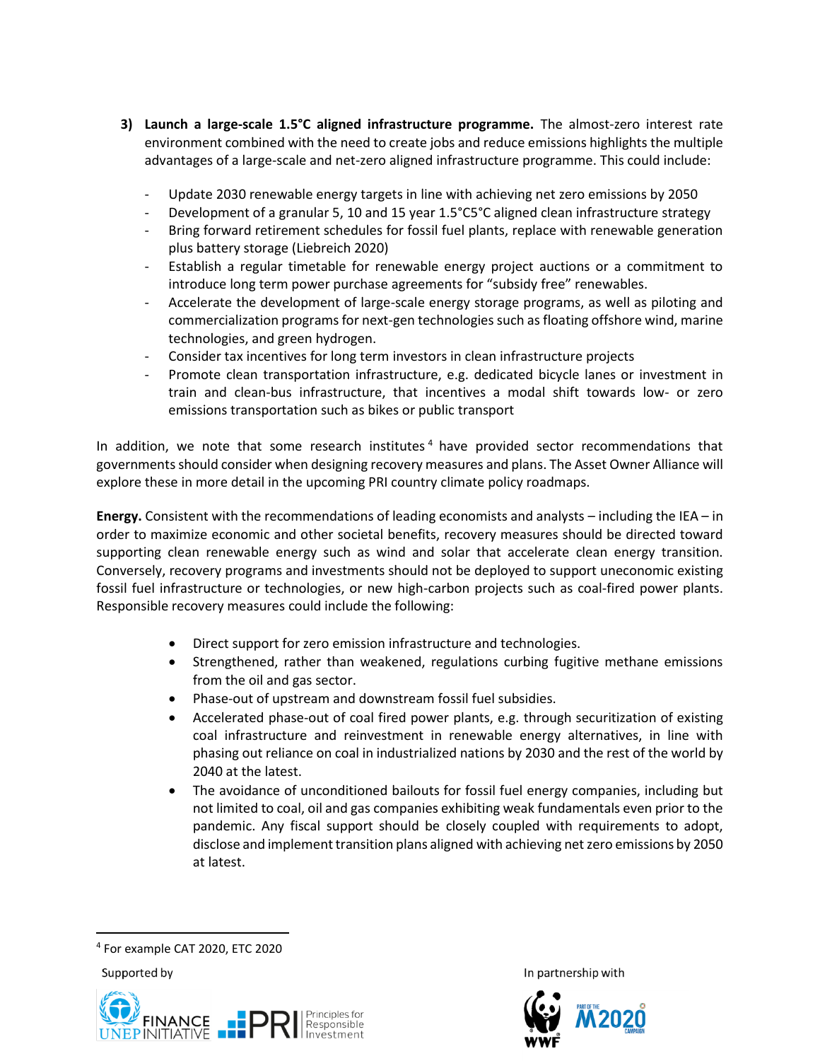3) **Launch a large-scale 1.5°C aligned infrastructure programme.** The almost-zero interest rate environment combined with the need to create jobs and reduce emissions highlights the multiple advantages of a large-scale and net-zero aligned infrastructure programme. This could include:

   - Update 2030 renewable energy targets in line with achieving net zero emissions by 2050
   - Development of a granular 5, 10 and 15 year 1.5°C5°C aligned clean infrastructure strategy
   - Bring forward retirement schedules for fossil fuel plants, replace with renewable generation plus battery storage (Liebreich 2020)
   - Establish a regular timetable for renewable energy project auctions or a commitment to introduce long term power purchase agreements for "subsidy free" renewables.
   - Accelerate the development of large-scale energy storage programs, as well as piloting and commercialization programs for next-gen technologies such as floating offshore wind, marine technologies, and green hydrogen.
   - Consider tax incentives for long term investors in clean infrastructure projects
   - Promote clean transportation infrastructure, e.g. dedicated bicycle lanes or investment in train and clean-bus infrastructure, that incentives a modal shift towards low- or zero emissions transportation such as bikes or public transport

In addition, we note that some research institutes[4] have provided sector recommendations that governments should consider when designing recovery measures and plans. The Asset Owner Alliance will explore these in more detail in the upcoming PRI country climate policy roadmaps.

**Energy.** Consistent with the recommendations of leading economists and analysts – including the IEA – in order to maximize economic and other societal benefits, recovery measures should be directed toward supporting clean renewable energy such as wind and solar that accelerate clean energy transition. Conversely, recovery programs and investments should not be deployed to support uneconomic existing fossil fuel infrastructure or technologies, or new high-carbon projects such as coal-fired power plants. Responsible recovery measures could include the following:

- Direct support for zero emission infrastructure and technologies.
- Strengthened, rather than weakened, regulations curbing fugitive methane emissions from the oil and gas sector.
- Phase-out of upstream and downstream fossil fuel subsidies.
- Accelerated phase-out of coal fired power plants, e.g. through securitization of existing coal infrastructure and reinvestment in renewable energy alternatives, in line with phasing out reliance on coal in industrialized nations by 2030 and the rest of the world by 2040 at the latest.
- The avoidance of unconditioned bailouts for fossil fuel energy companies, including but not limited to coal, oil and gas companies exhibiting weak fundamentals even prior to the pandemic. Any fiscal support should be closely coupled with requirements to adopt, disclose and implement transition plans aligned with achieving net zero emissions by 2050 at latest.

[4] For example CAT 2020, ETC 2020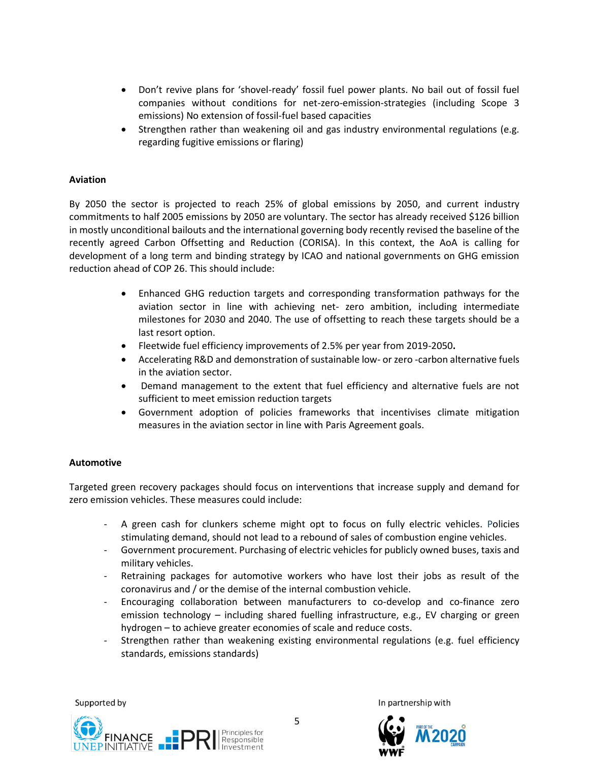- Don't revive plans for 'shovel-ready' fossil fuel power plants. No bail out of fossil fuel companies without conditions for net-zero-emission-strategies (including Scope 3 emissions) No extension of fossil-fuel based capacities
- Strengthen rather than weakening oil and gas industry environmental regulations (e.g. regarding fugitive emissions or flaring)

**Aviation**

By 2050 the sector is projected to reach 25% of global emissions by 2050, and current industry commitments to half 2005 emissions by 2050 are voluntary. The sector has already received $126 billion in mostly unconditional bailouts and the international governing body recently revised the baseline of the recently agreed Carbon Offsetting and Reduction (CORISA). In this context, the AoA is calling for development of a long term and binding strategy by ICAO and national governments on GHG emission reduction ahead of COP 26. This should include:

- Enhanced GHG reduction targets and corresponding transformation pathways for the aviation sector in line with achieving net- zero ambition, including intermediate milestones for 2030 and 2040. The use of offsetting to reach these targets should be a last resort option.
- Fleetwide fuel efficiency improvements of 2.5% per year from 2019-2050**.**
- Accelerating R&D and demonstration of sustainable low- or zero -carbon alternative fuels in the aviation sector.
- Demand management to the extent that fuel efficiency and alternative fuels are not sufficient to meet emission reduction targets
- Government adoption of policies frameworks that incentivises climate mitigation measures in the aviation sector in line with Paris Agreement goals.

**Automotive**

Targeted green recovery packages should focus on interventions that increase supply and demand for zero emission vehicles. These measures could include:

- A green cash for clunkers scheme might opt to focus on fully electric vehicles. Policies stimulating demand, should not lead to a rebound of sales of combustion engine vehicles.
- Government procurement. Purchasing of electric vehicles for publicly owned buses, taxis and military vehicles.
- Retraining packages for automotive workers who have lost their jobs as result of the coronavirus and / or the demise of the internal combustion vehicle.
- Encouraging collaboration between manufacturers to co-develop and co-finance zero emission technology – including shared fuelling infrastructure, e.g., EV charging or green hydrogen – to achieve greater economies of scale and reduce costs.
- Strengthen rather than weakening existing environmental regulations (e.g. fuel efficiency standards, emissions standards)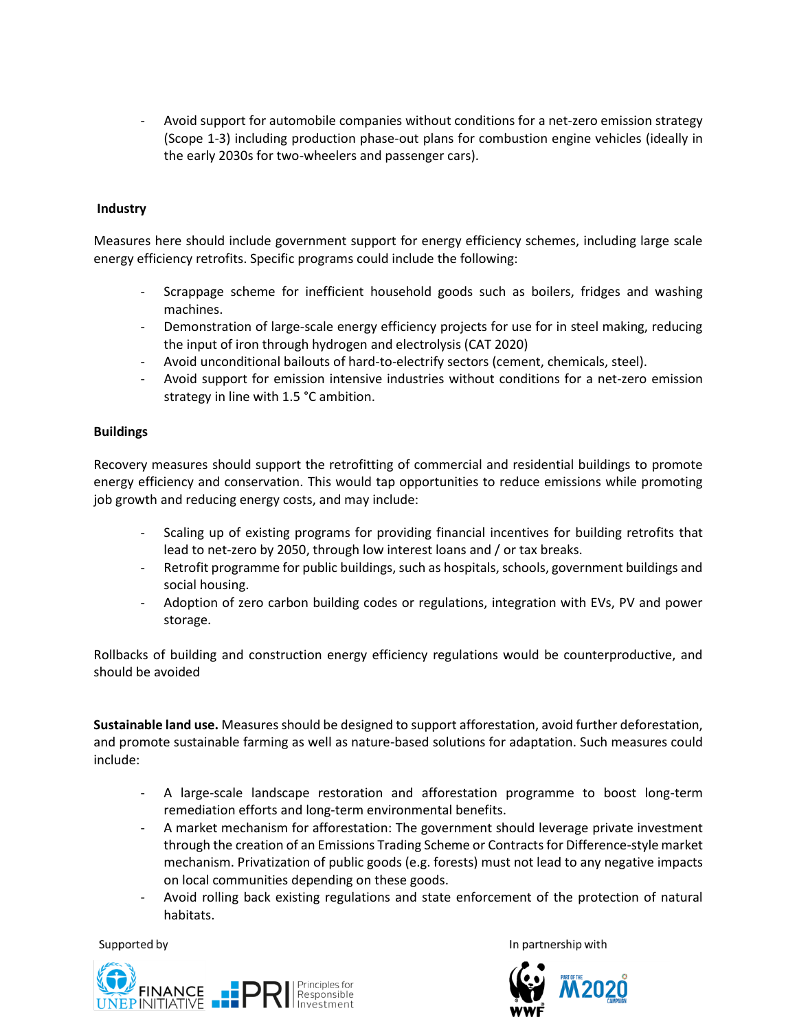- Avoid support for automobile companies without conditions for a net-zero emission strategy (Scope 1-3) including production phase-out plans for combustion engine vehicles (ideally in the early 2030s for two-wheelers and passenger cars).

**Industry**

Measures here should include government support for energy efficiency schemes, including large scale energy efficiency retrofits. Specific programs could include the following:

- Scrappage scheme for inefficient household goods such as boilers, fridges and washing machines.
- Demonstration of large-scale energy efficiency projects for use for in steel making, reducing the input of iron through hydrogen and electrolysis (CAT 2020)
- Avoid unconditional bailouts of hard-to-electrify sectors (cement, chemicals, steel).
- Avoid support for emission intensive industries without conditions for a net-zero emission strategy in line with 1.5 °C ambition.

**Buildings**

Recovery measures should support the retrofitting of commercial and residential buildings to promote energy efficiency and conservation. This would tap opportunities to reduce emissions while promoting job growth and reducing energy costs, and may include:

- Scaling up of existing programs for providing financial incentives for building retrofits that lead to net-zero by 2050, through low interest loans and / or tax breaks.
- Retrofit programme for public buildings, such as hospitals, schools, government buildings and social housing.
- Adoption of zero carbon building codes or regulations, integration with EVs, PV and power storage.

Rollbacks of building and construction energy efficiency regulations would be counterproductive, and should be avoided

**Sustainable land use.** Measures should be designed to support afforestation, avoid further deforestation, and promote sustainable farming as well as nature-based solutions for adaptation. Such measures could include:

- A large-scale landscape restoration and afforestation programme to boost long-term remediation efforts and long-term environmental benefits.
- A market mechanism for afforestation: The government should leverage private investment through the creation of an Emissions Trading Scheme or Contracts for Difference-style market mechanism. Privatization of public goods (e.g. forests) must not lead to any negative impacts on local communities depending on these goods.
- Avoid rolling back existing regulations and state enforcement of the protection of natural habitats.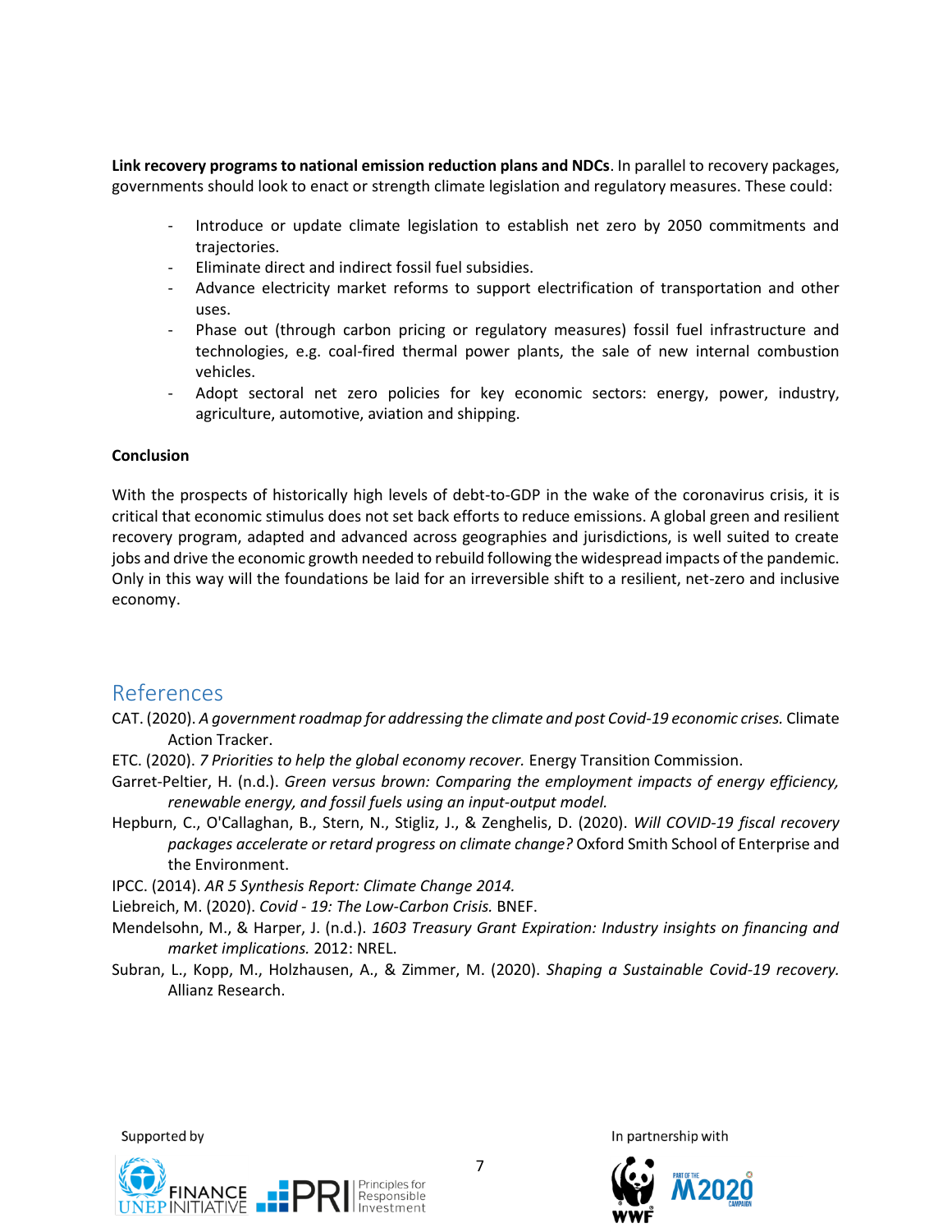**Link recovery programs to national emission reduction plans and NDCs**. In parallel to recovery packages, governments should look to enact or strength climate legislation and regulatory measures. These could:

- Introduce or update climate legislation to establish net zero by 2050 commitments and trajectories.
- Eliminate direct and indirect fossil fuel subsidies.
- Advance electricity market reforms to support electrification of transportation and other uses.
- Phase out (through carbon pricing or regulatory measures) fossil fuel infrastructure and technologies, e.g. coal-fired thermal power plants, the sale of new internal combustion vehicles.
- Adopt sectoral net zero policies for key economic sectors: energy, power, industry, agriculture, automotive, aviation and shipping.

**Conclusion**

With the prospects of historically high levels of debt-to-GDP in the wake of the coronavirus crisis, it is critical that economic stimulus does not set back efforts to reduce emissions. A global green and resilient recovery program, adapted and advanced across geographies and jurisdictions, is well suited to create jobs and drive the economic growth needed to rebuild following the widespread impacts of the pandemic. Only in this way will the foundations be laid for an irreversible shift to a resilient, net-zero and inclusive economy.

## References

CAT. (2020). *A government roadmap for addressing the climate and post Covid-19 economic crises.* Climate Action Tracker.

ETC. (2020). *7 Priorities to help the global economy recover.* Energy Transition Commission.

Garret-Peltier, H. (n.d.). *Green versus brown: Comparing the employment impacts of energy efficiency, renewable energy, and fossil fuels using an input-output model.*

Hepburn, C., O'Callaghan, B., Stern, N., Stigliz, J., & Zenghelis, D. (2020). *Will COVID-19 fiscal recovery packages accelerate or retard progress on climate change?* Oxford Smith School of Enterprise and the Environment.

IPCC. (2014). *AR 5 Synthesis Report: Climate Change 2014.*

Liebreich, M. (2020). *Covid - 19: The Low-Carbon Crisis.* BNEF.

Mendelsohn, M., & Harper, J. (n.d.). *1603 Treasury Grant Expiration: Industry insights on financing and market implications.* 2012: NREL.

Subran, L., Kopp, M., Holzhausen, A., & Zimmer, M. (2020). *Shaping a Sustainable Covid-19 recovery.* Allianz Research.

Supported by

In partnership with